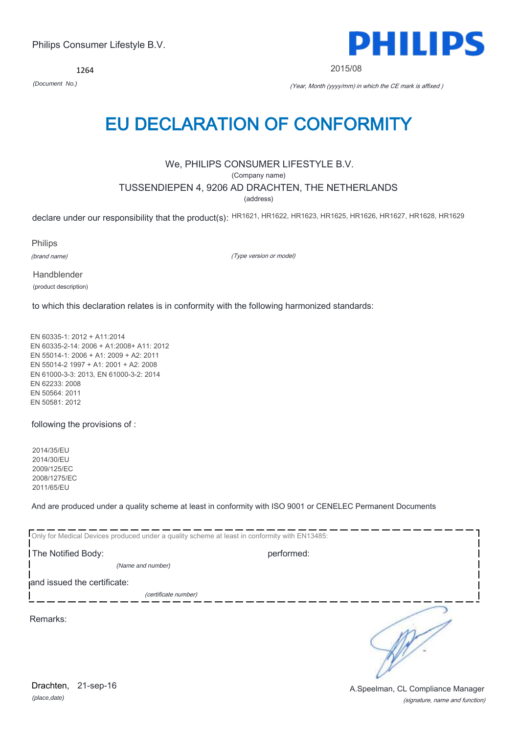Philips Consumer Lifestyle B.V.

PHILIPS

1264

*(Document No.)*

2015/08

*(Year, Month (yyyy/mm) in which the CE mark is affixed )*

# EU DECLARATION OF CONFORMITY

We, PHILIPS CONSUMER LIFESTYLE B.V.

(Company name)

TUSSENDIEPEN 4, 9206 AD DRACHTEN, THE NETHERLANDS

(address)

declare under our responsibility that the product(s): HR1621, HR1622, HR1623, HR1625, HR1626, HR1627, HR1628, HR1629

Philips

*(brand name)*

*(Type version or model)*

Handblender

(product description)

to which this declaration relates is in conformity with the following harmonized standards:

EN 60335-1: 2012 + A11:2014
EN 60335-2-14: 2006 + A1:2008+ A11: 2012
EN 55014-1: 2006 + A1: 2009 + A2: 2011
EN 55014-2 1997 + A1: 2001 + A2: 2008
EN 61000-3-3: 2013, EN 61000-3-2: 2014
EN 62233: 2008
EN 50564: 2011
EN 50581: 2012

following the provisions of :

2014/35/EU
2014/30/EU
2009/125/EC
2008/1275/EC
2011/65/EU

And are produced under a quality scheme at least in conformity with ISO 9001 or CENELEC Permanent Documents

Only for Medical Devices produced under a quality scheme at least in conformity with EN13485:

The Notified Body: performed:

*(Name and number)*

and issued the certificate:

*(certificate number)*

Remarks:

Drachten, 21-sep-16

*(place,date)*

A.Speelman, CL Compliance Manager

*(signature, name and function)*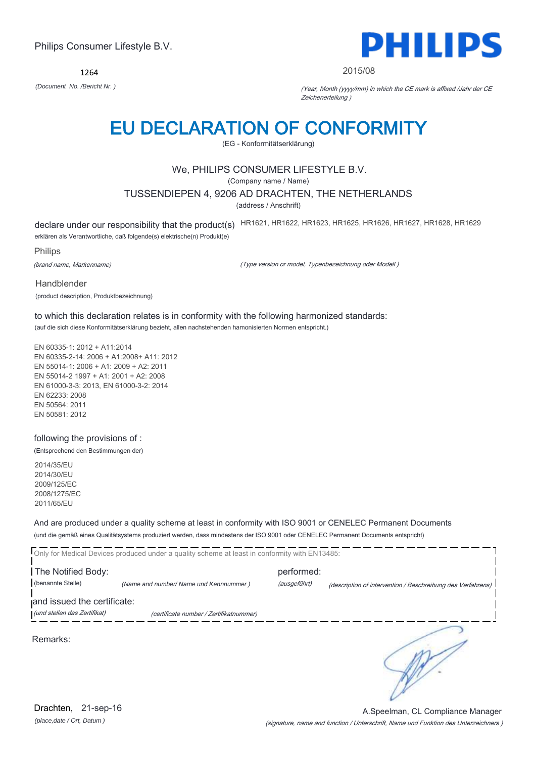Philips Consumer Lifestyle B.V.

**PHILIPS**

1264

*(Document No. /Bericht Nr. )*

2015/08

*(Year, Month (yyyy/mm) in which the CE mark is affixed /Jahr der CE Zeichenerteilung )*

# EU DECLARATION OF CONFORMITY

(EG - Konformitätserklärung)

We, PHILIPS CONSUMER LIFESTYLE B.V.

(Company name / Name)

TUSSENDIEPEN 4, 9206 AD DRACHTEN, THE NETHERLANDS

(address / Anschrift)

declare under our responsibility that the product(s) HR1621, HR1622, HR1623, HR1625, HR1626, HR1627, HR1628, HR1629

erklären als Verantwortliche, daß folgende(s) elektrische(n) Produkt(e)

Philips

*(brand name, Markenname)*

*(Type version or model, Typenbezeichnung oder Modell )*

Handblender

(product description, Produktbezeichnung)

to which this declaration relates is in conformity with the following harmonized standards:

(auf die sich diese Konformitätserklärung bezieht, allen nachstehenden hamonisierten Normen entspricht.)

EN 60335-1: 2012 + A11:2014
EN 60335-2-14: 2006 + A1:2008+ A11: 2012
EN 55014-1: 2006 + A1: 2009 + A2: 2011
EN 55014-2 1997 + A1: 2001 + A2: 2008
EN 61000-3-3: 2013, EN 61000-3-2: 2014
EN 62233: 2008
EN 50564: 2011
EN 50581: 2012

following the provisions of :

(Entsprechend den Bestimmungen der)

2014/35/EU
2014/30/EU
2009/125/EC
2008/1275/EC
2011/65/EU

And are produced under a quality scheme at least in conformity with ISO 9001 or CENELEC Permanent Documents

(und die gemäß eines Qualitätsystems produziert werden, dass mindestens der ISO 9001 oder CENELEC Permanent Documents entspricht)

Only for Medical Devices produced under a quality scheme at least in conformity with EN13485:

The Notified Body: *(Name and number/ Name und Kennnummer )* performed: *(ausgeführt)* *(description of intervention / Beschreibung des Verfahrens)*

(benannte Stelle)

and issued the certificate: *(certificate number / Zertifikatnummer)*

*(und stellen das Zertifikat)*

Remarks:

Drachten, 21-sep-16

*(place,date / Ort, Datum )*

A.Speelman, CL Compliance Manager

*(signature, name and function / Unterschrift, Name und Funktion des Unterzeichners )*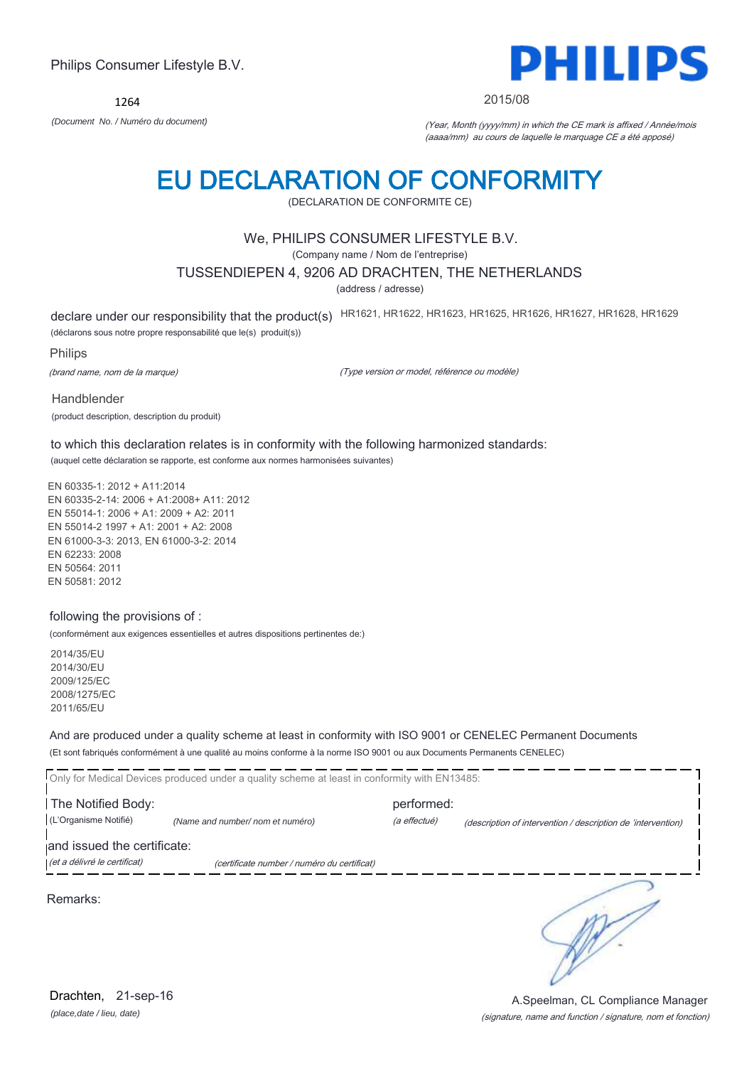Philips Consumer Lifestyle B.V.

1264

*(Document No. / Numéro du document)*

**PHILIPS**

2015/08

*(Year, Month (yyyy/mm) in which the CE mark is affixed / Année/mois (aaaa/mm) au cours de laquelle le marquage CE a été apposé)*

# EU DECLARATION OF CONFORMITY

(DECLARATION DE CONFORMITE CE)

We, PHILIPS CONSUMER LIFESTYLE B.V.

(Company name / Nom de l'entreprise)

TUSSENDIEPEN 4, 9206 AD DRACHTEN, THE NETHERLANDS

(address / adresse)

declare under our responsibility that the product(s) HR1621, HR1622, HR1623, HR1625, HR1626, HR1627, HR1628, HR1629

(déclarons sous notre propre responsabilité que le(s) produit(s))

Philips

*(brand name, nom de la marque)*

*(Type version or model, référence ou modèle)*

Handblender

(product description, description du produit)

to which this declaration relates is in conformity with the following harmonized standards:

(auquel cette déclaration se rapporte, est conforme aux normes harmonisées suivantes)

EN 60335-1: 2012 + A11:2014
EN 60335-2-14: 2006 + A1:2008+ A11: 2012
EN 55014-1: 2006 + A1: 2009 + A2: 2011
EN 55014-2 1997 + A1: 2001 + A2: 2008
EN 61000-3-3: 2013, EN 61000-3-2: 2014
EN 62233: 2008
EN 50564: 2011
EN 50581: 2012

following the provisions of :

(conformément aux exigences essentielles et autres dispositions pertinentes de:)

2014/35/EU
2014/30/EU
2009/125/EC
2008/1275/EC
2011/65/EU

And are produced under a quality scheme at least in conformity with ISO 9001 or CENELEC Permanent Documents

(Et sont fabriqués conformément à une qualité au moins conforme à la norme ISO 9001 ou aux Documents Permanents CENELEC)

Only for Medical Devices produced under a quality scheme at least in conformity with EN13485:

The Notified Body: performed:

(L'Organisme Notifié) *(Name and number/ nom et numéro)* *(a effectué)* *(description of intervention / description de 'intervention)*

and issued the certificate:

*(et a délivré le certificat)* *(certificate number / numéro du certificat)*

Remarks:

Drachten, 21-sep-16

*(place,date / lieu, date)*

A.Speelman, CL Compliance Manager

*(signature, name and function / signature, nom et fonction)*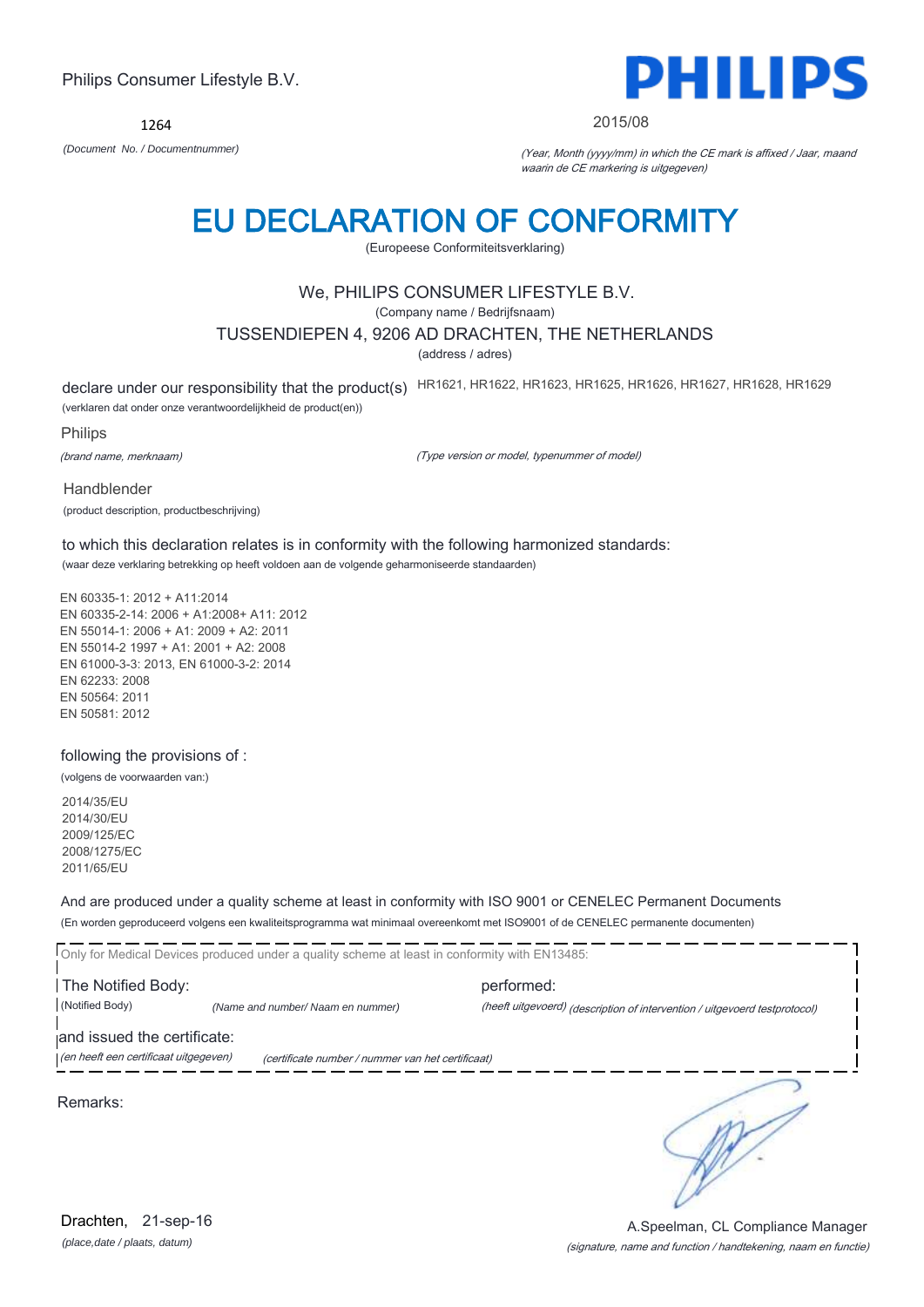Philips Consumer Lifestyle B.V.

**PHILIPS**

1264

*(Document No. / Documentnummer)*

2015/08

*(Year, Month (yyyy/mm) in which the CE mark is affixed / Jaar, maand waarin de CE markering is uitgegeven)*

# EU DECLARATION OF CONFORMITY

(Europeese Conformiteitsverklaring)

We, PHILIPS CONSUMER LIFESTYLE B.V.

(Company name / Bedrijfsnaam)

TUSSENDIEPEN 4, 9206 AD DRACHTEN, THE NETHERLANDS

(address / adres)

declare under our responsibility that the product(s) HR1621, HR1622, HR1623, HR1625, HR1626, HR1627, HR1628, HR1629

(verklaren dat onder onze verantwoordelijkheid de product(en))

Philips

*(brand name, merknaam)*

*(Type version or model, typenummer of model)*

Handblender

(product description, productbeschrijving)

to which this declaration relates is in conformity with the following harmonized standards:

(waar deze verklaring betrekking op heeft voldoen aan de volgende geharmoniseerde standaarden)

EN 60335-1: 2012 + A11:2014
EN 60335-2-14: 2006 + A1:2008+ A11: 2012
EN 55014-1: 2006 + A1: 2009 + A2: 2011
EN 55014-2 1997 + A1: 2001 + A2: 2008
EN 61000-3-3: 2013, EN 61000-3-2: 2014
EN 62233: 2008
EN 50564: 2011
EN 50581: 2012

following the provisions of :

(volgens de voorwaarden van:)

2014/35/EU
2014/30/EU
2009/125/EC
2008/1275/EC
2011/65/EU

And are produced under a quality scheme at least in conformity with ISO 9001 or CENELEC Permanent Documents

(En worden geproduceerd volgens een kwaliteitsprogramma wat minimaal overeenkomt met ISO9001 of de CENELEC permanente documenten)

Only for Medical Devices produced under a quality scheme at least in conformity with EN13485:

The Notified Body: performed:

(Notified Body) *(Name and number/ Naam en nummer)* *(heeft uitgevoerd) (description of intervention / uitgevoerd testprotocol)*

and issued the certificate:

*(en heeft een certificaat uitgegeven)* *(certificate number / nummer van het certificaat)*

Remarks:

Drachten, 21-sep-16

*(place,date / plaats, datum)*

A.Speelman, CL Compliance Manager

*(signature, name and function / handtekening, naam en functie)*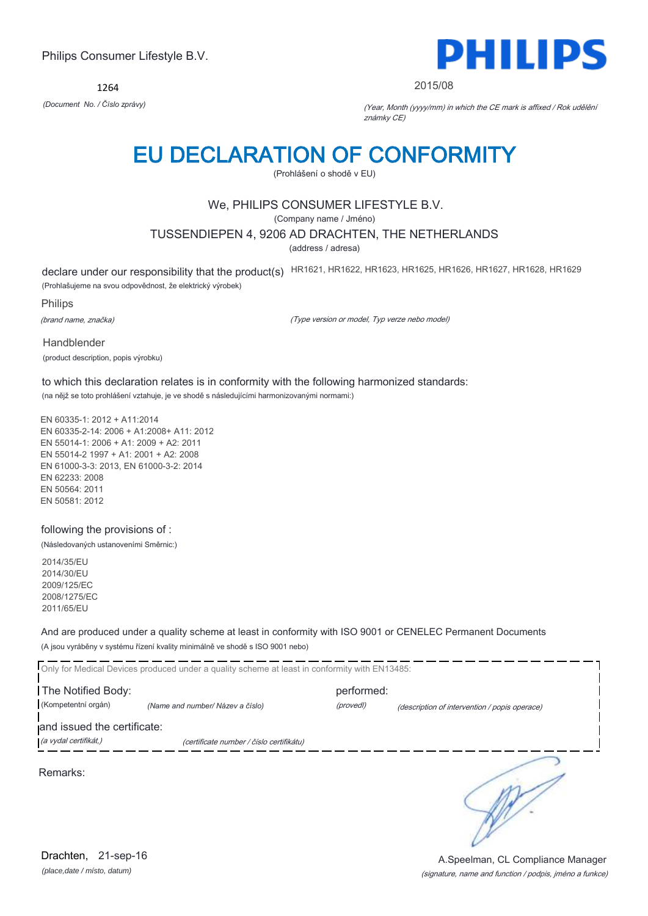Philips Consumer Lifestyle B.V.

**PHILIPS**

1264

*(Document No. / Číslo zprávy)*

2015/08

*(Year, Month (yyyy/mm) in which the CE mark is affixed / Rok udělění známky CE)*

# EU DECLARATION OF CONFORMITY

(Prohlášení o shodě v EU)

We, PHILIPS CONSUMER LIFESTYLE B.V.

(Company name / Jméno)

TUSSENDIEPEN 4, 9206 AD DRACHTEN, THE NETHERLANDS

(address / adresa)

declare under our responsibility that the product(s) HR1621, HR1622, HR1623, HR1625, HR1626, HR1627, HR1628, HR1629

(Prohlašujeme na svou odpovědnost, že elektrický výrobek)

Philips

*(brand name, značka)*

*(Type version or model, Typ verze nebo model)*

Handblender

(product description, popis výrobku)

to which this declaration relates is in conformity with the following harmonized standards:

(na nějž se toto prohlášení vztahuje, je ve shodě s následujícími harmonizovanými normami:)

EN 60335-1: 2012 + A11:2014
EN 60335-2-14: 2006 + A1:2008+ A11: 2012
EN 55014-1: 2006 + A1: 2009 + A2: 2011
EN 55014-2 1997 + A1: 2001 + A2: 2008
EN 61000-3-3: 2013, EN 61000-3-2: 2014
EN 62233: 2008
EN 50564: 2011
EN 50581: 2012

following the provisions of :

(Následovaných ustanoveními Směrnic:)

2014/35/EU
2014/30/EU
2009/125/EC
2008/1275/EC
2011/65/EU

And are produced under a quality scheme at least in conformity with ISO 9001 or CENELEC Permanent Documents

(A jsou vyráběny v systému řízení kvality minimálně ve shodě s ISO 9001 nebo)

Only for Medical Devices produced under a quality scheme at least in conformity with EN13485:

The Notified Body: performed:

(Kompetentní orgán) *(Name and number/ Název a číslo)* *(provedl)* *(description of intervention / popis operace)*

and issued the certificate:

*(a vydal certifikát,)* *(certificate number / číslo certifikátu)*

Remarks:

Drachten, 21-sep-16

*(place,date / místo, datum)*

A.Speelman, CL Compliance Manager

*(signature, name and function / podpis, jméno a funkce)*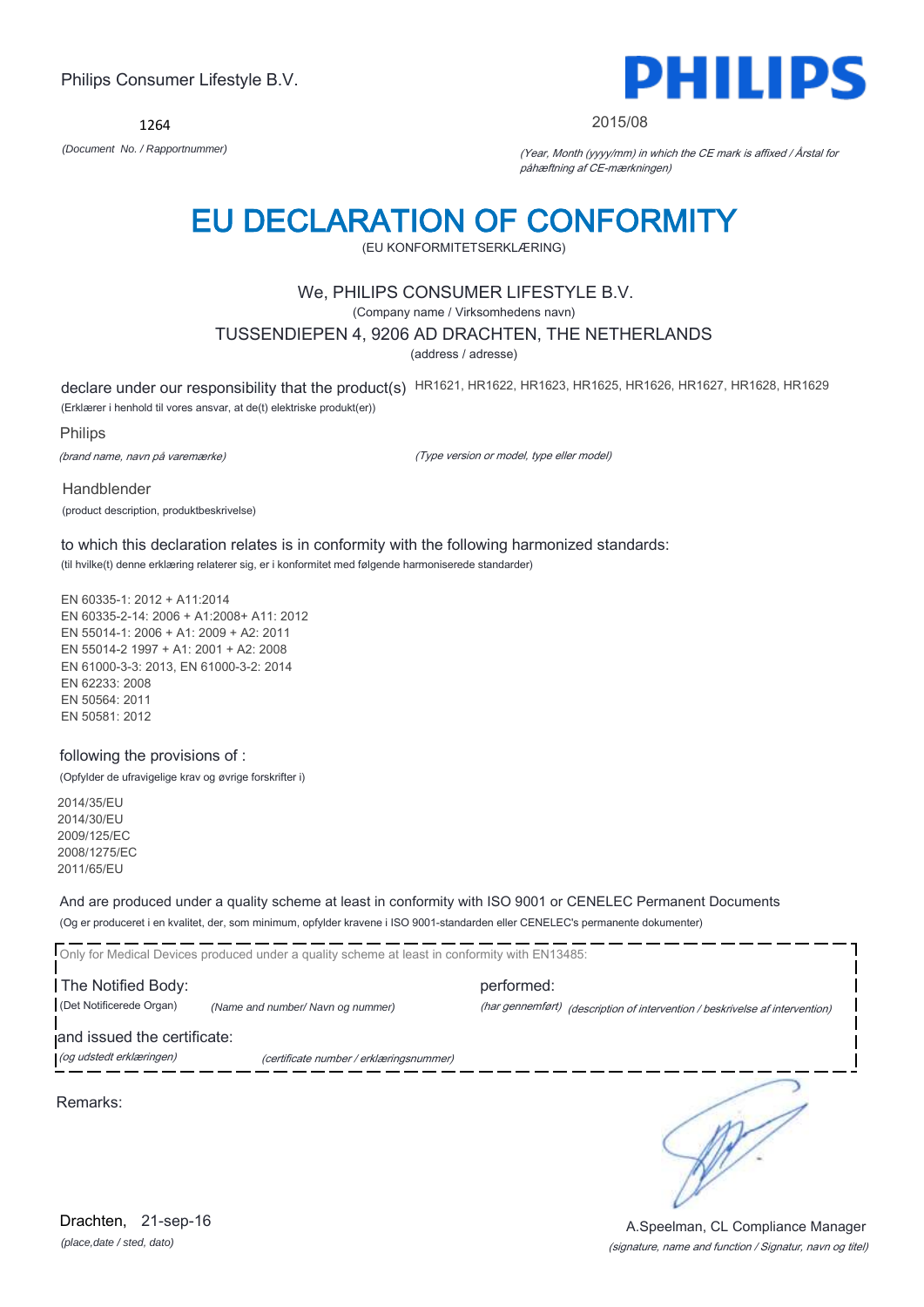Philips Consumer Lifestyle B.V.

**PHILIPS**

1264

*(Document No. / Rapportnummer)*

2015/08

*(Year, Month (yyyy/mm) in which the CE mark is affixed / Årstal for påhæftning af CE-mærkningen)*

# EU DECLARATION OF CONFORMITY

(EU KONFORMITETSERKLÆRING)

We, PHILIPS CONSUMER LIFESTYLE B.V.

(Company name / Virksomhedens navn)

TUSSENDIEPEN 4, 9206 AD DRACHTEN, THE NETHERLANDS

(address / adresse)

declare under our responsibility that the product(s) HR1621, HR1622, HR1623, HR1625, HR1626, HR1627, HR1628, HR1629

(Erklærer i henhold til vores ansvar, at de(t) elektriske produkt(er))

Philips

*(brand name, navn på varemærke)*

*(Type version or model, type eller model)*

Handblender

(product description, produktbeskrivelse)

to which this declaration relates is in conformity with the following harmonized standards:

(til hvilke(t) denne erklæring relaterer sig, er i konformitet med følgende harmoniserede standarder)

EN 60335-1: 2012 + A11:2014
EN 60335-2-14: 2006 + A1:2008+ A11: 2012
EN 55014-1: 2006 + A1: 2009 + A2: 2011
EN 55014-2 1997 + A1: 2001 + A2: 2008
EN 61000-3-3: 2013, EN 61000-3-2: 2014
EN 62233: 2008
EN 50564: 2011
EN 50581: 2012

following the provisions of :

(Opfylder de ufravigelige krav og øvrige forskrifter i)

2014/35/EU
2014/30/EU
2009/125/EC
2008/1275/EC
2011/65/EU

And are produced under a quality scheme at least in conformity with ISO 9001 or CENELEC Permanent Documents

(Og er produceret i en kvalitet, der, som minimum, opfylder kravene i ISO 9001-standarden eller CENELEC's permanente dokumenter)

Only for Medical Devices produced under a quality scheme at least in conformity with EN13485:

The Notified Body: performed:

(Det Notificerede Organ) *(Name and number/ Navn og nummer)* *(har gennemført)* *(description of intervention / beskrivelse af intervention)*

and issued the certificate:

*(og udstedt erklæringen)* *(certificate number / erklæringsnummer)*

Remarks:

Drachten, 21-sep-16

*(place,date / sted, dato)*

A.Speelman, CL Compliance Manager

*(signature, name and function / Signatur, navn og titel)*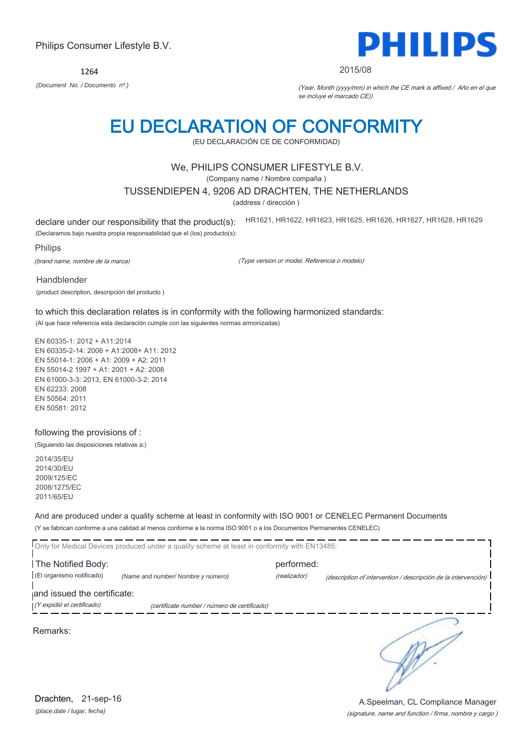Philips Consumer Lifestyle B.V.

1264

*(Document No. / Documento nº.)*

2015/08

*(Year, Month (yyyy/mm) in which the CE mark is affixed / Año en el que se incluye el marcado CE))*

# EU DECLARATION OF CONFORMITY

(EU DECLARACIÓN CE DE CONFORMIDAD)

We, PHILIPS CONSUMER LIFESTYLE B.V.

(Company name / Nombre compaña )

TUSSENDIEPEN 4, 9206 AD DRACHTEN, THE NETHERLANDS

(address / dirección )

declare under our responsibility that the product(s):
(Declaramos bajo nuestra propia responsabilidad que el (los) producto(s):

HR1621, HR1622, HR1623, HR1625, HR1626, HR1627, HR1628, HR1629

*(Type version or model, Referencia o modelo)*

Philips

*(brand name, nombre de la marca)*

Handblender

(product description, descripción del producto )

to which this declaration relates is in conformity with the following harmonized standards:

(Al que hace referencia esta declaración cumple con las siguientes normas armonizadas)

EN 60335-1: 2012 + A11:2014
EN 60335-2-14: 2006 + A1:2008+ A11: 2012
EN 55014-1: 2006 + A1: 2009 + A2: 2011
EN 55014-2 1997 + A1: 2001 + A2: 2008
EN 61000-3-3: 2013, EN 61000-3-2: 2014
EN 62233: 2008
EN 50564: 2011
EN 50581: 2012

following the provisions of :

(Siguiendo las disposiciones relativas a:)

2014/35/EU
2014/30/EU
2009/125/EC
2008/1275/EC
2011/65/EU

And are produced under a quality scheme at least in conformity with ISO 9001 or CENELEC Permanent Documents

(Y se fabrican conforme a una calidad al menos conforme a la norma ISO 9001 o a los Documentos Permanentes CENELEC)

Only for Medical Devices produced under a quality scheme at least in conformity with EN13485:

The Notified Body: performed:

(El organismo notificado) *(Name and number/ Nombre y número)* *(realizador)* *(description of intervention / descripción de la intervención)*

and issued the certificate:

*(Y expidió el certificado)* *(certificate number / número de certificado)*

Remarks:

Drachten, 21-sep-16

*(place,date / lugar, fecha)*

A.Speelman, CL Compliance Manager

*(signature, name and function / firma, nombre y cargo )*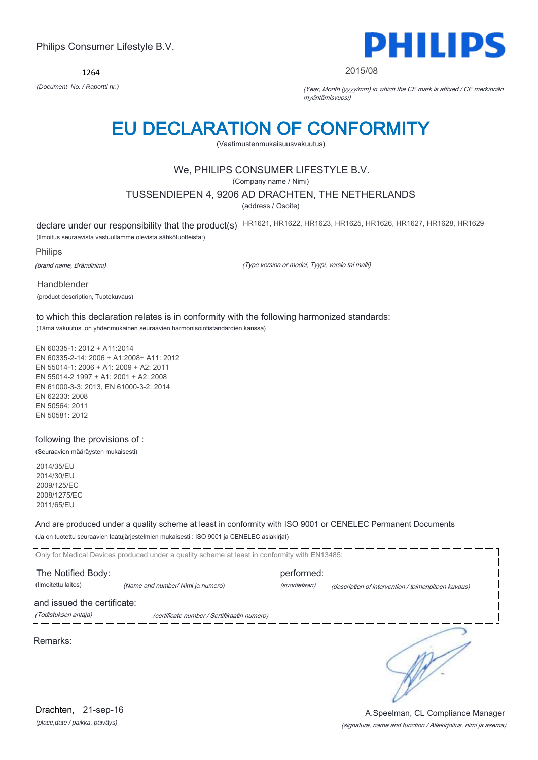Philips Consumer Lifestyle B.V.

**PHILIPS**

1264

*(Document No. / Raportti nr.)*

2015/08

*(Year, Month (yyyy/mm) in which the CE mark is affixed / CE merkinnän myöntämisvuosi)*

# EU DECLARATION OF CONFORMITY

(Vaatimustenmukaisuusvakuutus)

We, PHILIPS CONSUMER LIFESTYLE B.V.

(Company name / Nimi)

TUSSENDIEPEN 4, 9206 AD DRACHTEN, THE NETHERLANDS

(address / Osoite)

declare under our responsibility that the product(s) HR1621, HR1622, HR1623, HR1625, HR1626, HR1627, HR1628, HR1629

(Ilmoitus seuraavista vastuullamme olevista sähkötuotteista:)

Philips

*(brand name, Brändinimi)*

*(Type version or model, Tyypi, versio tai malli)*

Handblender

(product description, Tuotekuvaus)

to which this declaration relates is in conformity with the following harmonized standards:

(Tämä vakuutus on yhdenmukainen seuraavien harmonisointistandardien kanssa)

EN 60335-1: 2012 + A11:2014
EN 60335-2-14: 2006 + A1:2008+ A11: 2012
EN 55014-1: 2006 + A1: 2009 + A2: 2011
EN 55014-2 1997 + A1: 2001 + A2: 2008
EN 61000-3-3: 2013, EN 61000-3-2: 2014
EN 62233: 2008
EN 50564: 2011
EN 50581: 2012

following the provisions of :

(Seuraavien määräysten mukaisesti)

2014/35/EU
2014/30/EU
2009/125/EC
2008/1275/EC
2011/65/EU

And are produced under a quality scheme at least in conformity with ISO 9001 or CENELEC Permanent Documents

(Ja on tuotettu seuraavien laatujärjestelmien mukaisesti : ISO 9001 ja CENELEC asiakirjat)

Only for Medical Devices produced under a quality scheme at least in conformity with EN13485:

The Notified Body: (Ilmoitettu laitos) *(Name and number/ Nimi ja numero)* performed: *(suoritetaan)* *(description of intervention / toimenpiteen kuvaus)*

and issued the certificate: *(Todistuksen antaja)* *(certificate number / Sertifikaatin numero)*

Remarks:

Drachten, 21-sep-16

*(place,date / paikka, päiväys)*

A.Speelman, CL Compliance Manager

*(signature, name and function / Allekirjoitus, nimi ja asema)*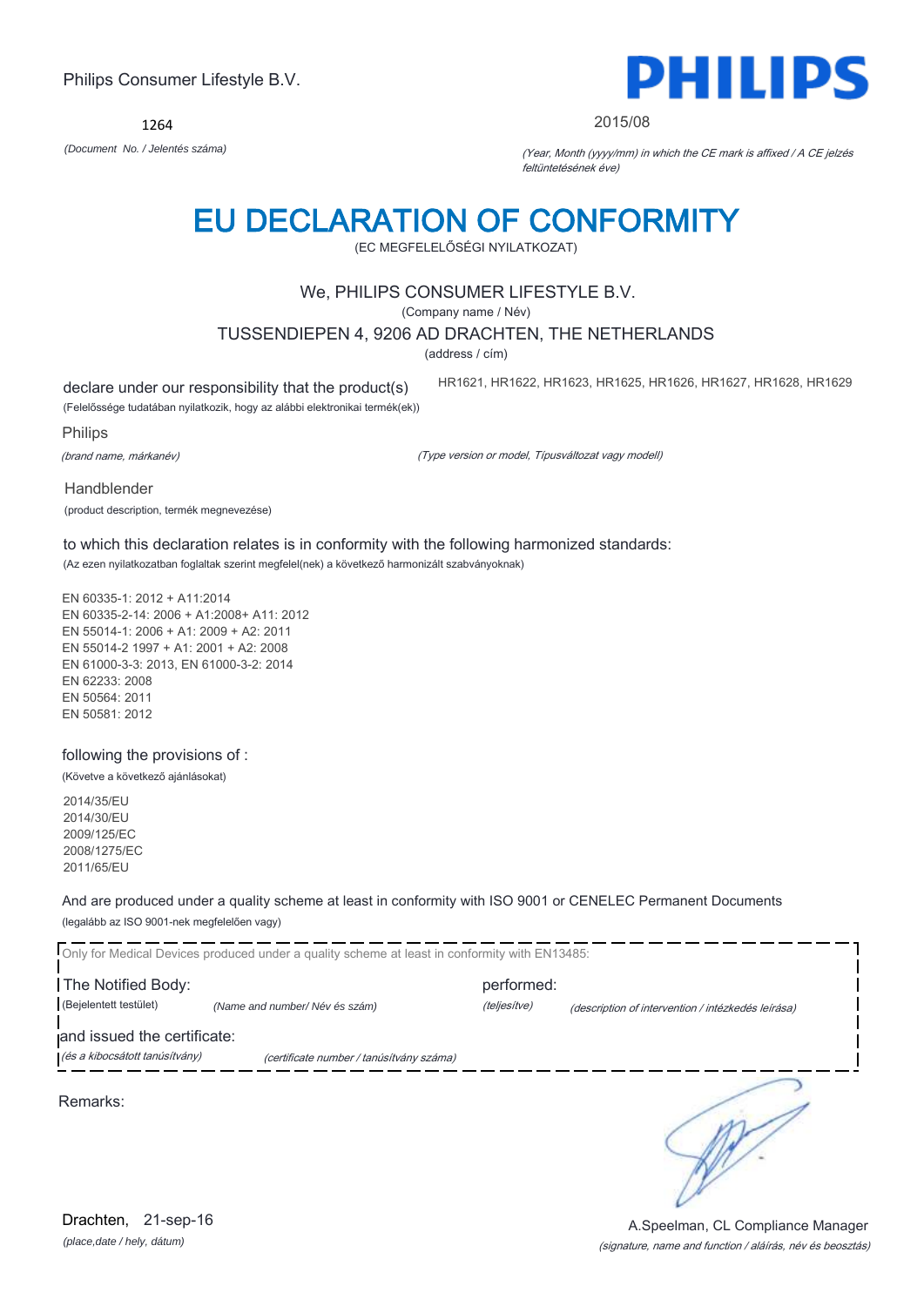Philips Consumer Lifestyle B.V.

1264

*(Document No. / Jelentés száma)*

PHILIPS

2015/08

*(Year, Month (yyyy/mm) in which the CE mark is affixed / A CE jelzés feltüntetésének éve)*

# EU DECLARATION OF CONFORMITY

(EC MEGFELELŐSÉGI NYILATKOZAT)

We, PHILIPS CONSUMER LIFESTYLE B.V.

(Company name / Név)

TUSSENDIEPEN 4, 9206 AD DRACHTEN, THE NETHERLANDS

(address / cím)

declare under our responsibility that the product(s)

(Felelőssége tudatában nyilatkozik, hogy az alábbi elektronikai termék(ek))

HR1621, HR1622, HR1623, HR1625, HR1626, HR1627, HR1628, HR1629

Philips

*(brand name, márkanév)*

*(Type version or model, Típusváltozat vagy modell)*

Handblender

(product description, termék megnevezése)

to which this declaration relates is in conformity with the following harmonized standards:

(Az ezen nyilatkozatban foglaltak szerint megfelel(nek) a következő harmonizált szabványoknak)

EN 60335-1: 2012 + A11:2014
EN 60335-2-14: 2006 + A1:2008+ A11: 2012
EN 55014-1: 2006 + A1: 2009 + A2: 2011
EN 55014-2 1997 + A1: 2001 + A2: 2008
EN 61000-3-3: 2013, EN 61000-3-2: 2014
EN 62233: 2008
EN 50564: 2011
EN 50581: 2012

following the provisions of :

(Követve a következő ajánlásokat)

2014/35/EU
2014/30/EU
2009/125/EC
2008/1275/EC
2011/65/EU

And are produced under a quality scheme at least in conformity with ISO 9001 or CENELEC Permanent Documents

(legalább az ISO 9001-nek megfelelően vagy)

Only for Medical Devices produced under a quality scheme at least in conformity with EN13485:

The Notified Body: performed:

(Bejelentett testület) *(Name and number/ Név és szám)* *(teljesítve)* *(description of intervention / intézkedés leírása)*

and issued the certificate:

*(és a kibocsátott tanúsítvány)* *(certificate number / tanúsítvány száma)*

Remarks:

Drachten, 21-sep-16

*(place,date / hely, dátum)*

A.Speelman, CL Compliance Manager

*(signature, name and function / aláírás, név és beosztás)*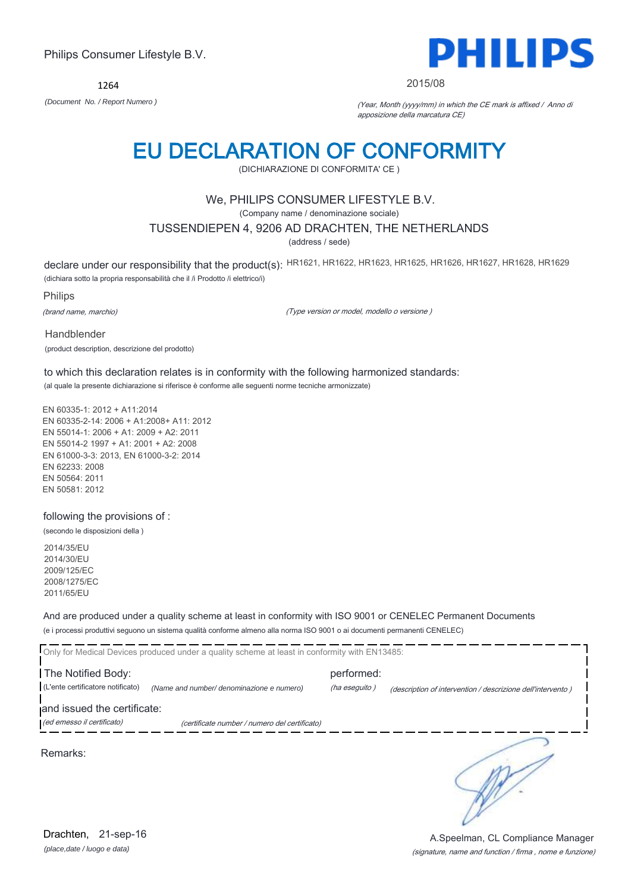Philips Consumer Lifestyle B.V.

**PHILIPS**

1264

*(Document No. / Report Numero )*

2015/08

*(Year, Month (yyyy/mm) in which the CE mark is affixed / Anno di apposizione della marcatura CE)*

# EU DECLARATION OF CONFORMITY

(DICHIARAZIONE DI CONFORMITA' CE )

We, PHILIPS CONSUMER LIFESTYLE B.V.

(Company name / denominazione sociale)

TUSSENDIEPEN 4, 9206 AD DRACHTEN, THE NETHERLANDS

(address / sede)

declare under our responsibility that the product(s): HR1621, HR1622, HR1623, HR1625, HR1626, HR1627, HR1628, HR1629

(dichiara sotto la propria responsabilità che il /i Prodotto /i elettrico/i)

Philips

*(brand name, marchio)*

*(Type version or model, modello o versione )*

Handblender

(product description, descrizione del prodotto)

to which this declaration relates is in conformity with the following harmonized standards:

(al quale la presente dichiarazione si riferisce è conforme alle seguenti norme tecniche armonizzate)

EN 60335-1: 2012 + A11:2014
EN 60335-2-14: 2006 + A1:2008+ A11: 2012
EN 55014-1: 2006 + A1: 2009 + A2: 2011
EN 55014-2 1997 + A1: 2001 + A2: 2008
EN 61000-3-3: 2013, EN 61000-3-2: 2014
EN 62233: 2008
EN 50564: 2011
EN 50581: 2012

following the provisions of :

(secondo le disposizioni della )

2014/35/EU
2014/30/EU
2009/125/EC
2008/1275/EC
2011/65/EU

And are produced under a quality scheme at least in conformity with ISO 9001 or CENELEC Permanent Documents

(e i processi produttivi seguono un sistema qualità conforme almeno alla norma ISO 9001 o ai documenti permanenti CENELEC)

Only for Medical Devices produced under a quality scheme at least in conformity with EN13485:

The Notified Body: performed:

(L'ente certificatore notificato) *(Name and number/ denominazione e numero)* *(ha eseguito )* *(description of intervention / descrizione dell'intervento )*

and issued the certificate:

*(ed emesso il certificato)* *(certificate number / numero del certificato)*

Remarks:

Drachten, 21-sep-16

*(place,date / luogo e data)*

A.Speelman, CL Compliance Manager

*(signature, name and function / firma , nome e funzione)*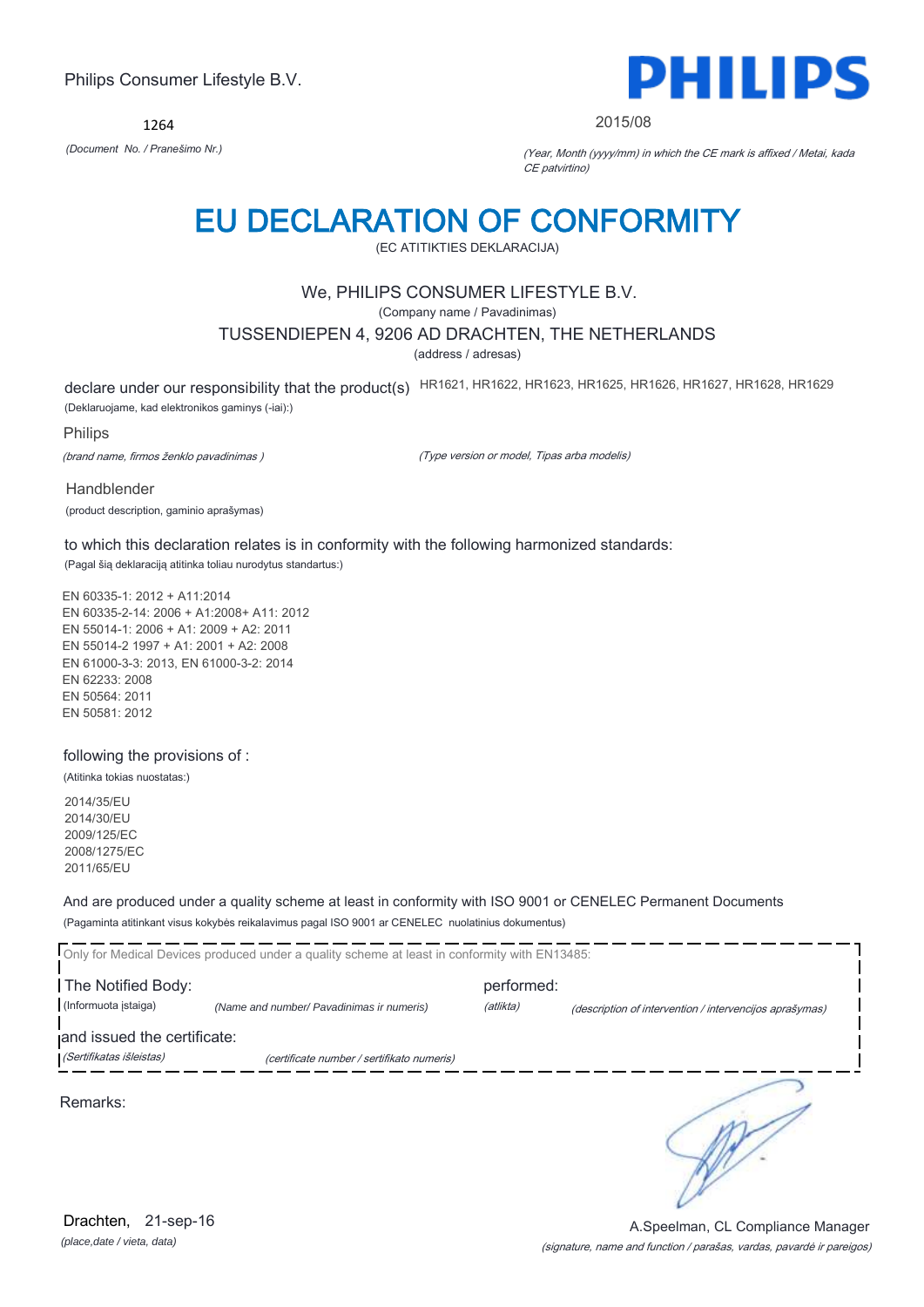Philips Consumer Lifestyle B.V.

1264

*(Document No. / Pranešimo Nr.)*

**PHILIPS**

2015/08

*(Year, Month (yyyy/mm) in which the CE mark is affixed / Metai, kada CE patvirtino)*

# EU DECLARATION OF CONFORMITY

(EC ATITIKTIES DEKLARACIJA)

We, PHILIPS CONSUMER LIFESTYLE B.V.

(Company name / Pavadinimas)

TUSSENDIEPEN 4, 9206 AD DRACHTEN, THE NETHERLANDS

(address / adresas)

declare under our responsibility that the product(s) HR1621, HR1622, HR1623, HR1625, HR1626, HR1627, HR1628, HR1629

(Deklaruojame, kad elektronikos gaminys (-iai):)

Philips

*(brand name, firmos ženklo pavadinimas )* *(Type version or model, Tipas arba modelis)*

Handblender

(product description, gaminio aprašymas)

to which this declaration relates is in conformity with the following harmonized standards:

(Pagal šią deklaraciją atitinka toliau nurodytus standartus:)

EN 60335-1: 2012 + A11:2014
EN 60335-2-14: 2006 + A1:2008+ A11: 2012
EN 55014-1: 2006 + A1: 2009 + A2: 2011
EN 55014-2 1997 + A1: 2001 + A2: 2008
EN 61000-3-3: 2013, EN 61000-3-2: 2014
EN 62233: 2008
EN 50564: 2011
EN 50581: 2012

following the provisions of :

(Atitinka tokias nuostatas:)

2014/35/EU
2014/30/EU
2009/125/EC
2008/1275/EC
2011/65/EU

And are produced under a quality scheme at least in conformity with ISO 9001 or CENELEC Permanent Documents

(Pagaminta atitinkant visus kokybės reikalavimus pagal ISO 9001 ar CENELEC nuolatinius dokumentus)

Only for Medical Devices produced under a quality scheme at least in conformity with EN13485:

The Notified Body: performed:

(Informuota įstaiga) *(Name and number/ Pavadinimas ir numeris)* *(atlikta)* *(description of intervention / intervencijos aprašymas)*

and issued the certificate:

*(Sertifikatas išleistas)* *(certificate number / sertifikato numeris)*

Remarks:

Drachten, 21-sep-16

*(place,date / vieta, data)*

A.Speelman, CL Compliance Manager

*(signature, name and function / parašas, vardas, pavardė ir pareigos)*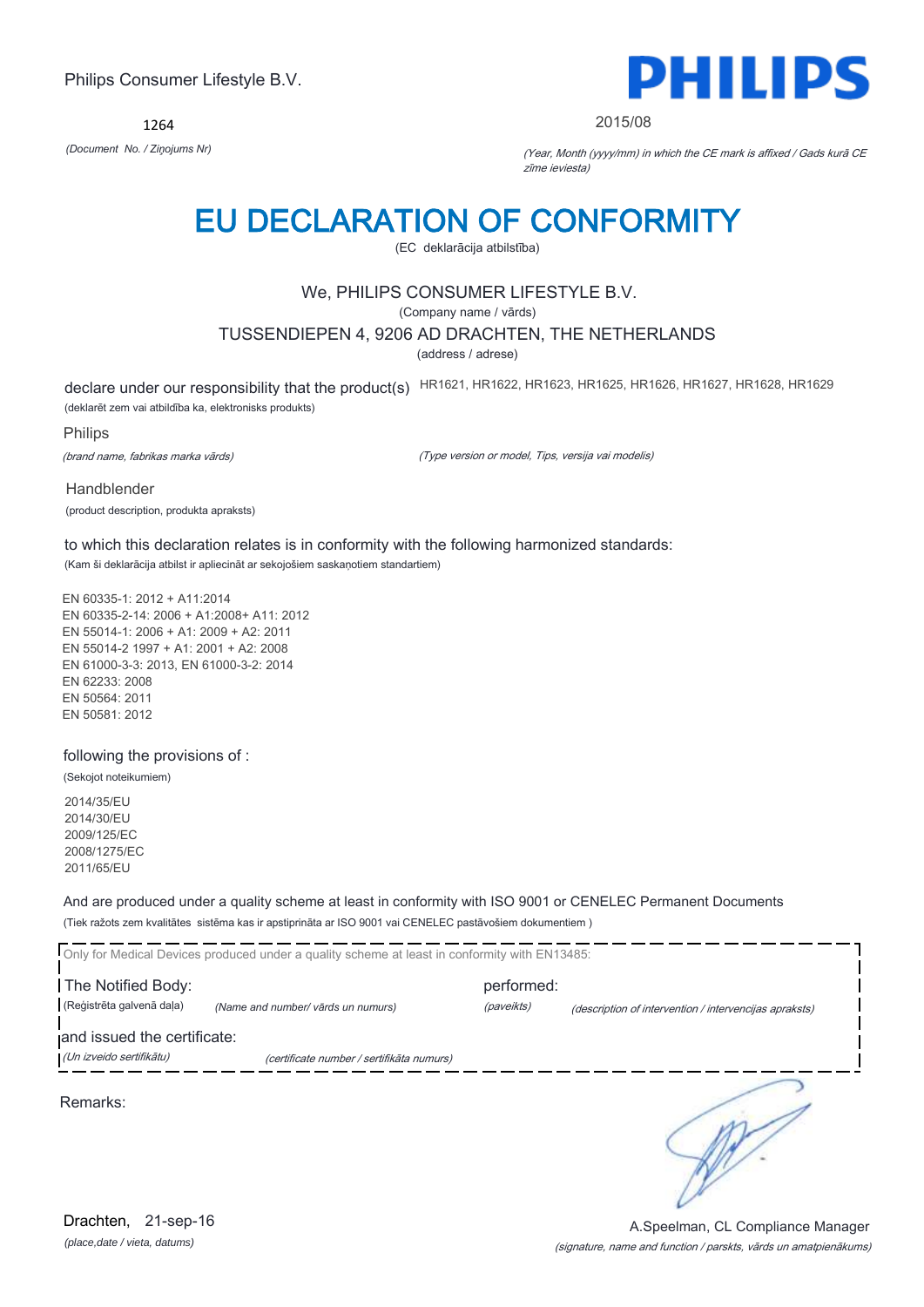Philips Consumer Lifestyle B.V.

**PHILIPS**

1264

*(Document No. / Ziņojums Nr)*

2015/08

*(Year, Month (yyyy/mm) in which the CE mark is affixed / Gads kurā CE zīme ieviesta)*

# EU DECLARATION OF CONFORMITY

(EC deklarācija atbilstība)

We, PHILIPS CONSUMER LIFESTYLE B.V.

(Company name / vārds)

TUSSENDIEPEN 4, 9206 AD DRACHTEN, THE NETHERLANDS

(address / adrese)

declare under our responsibility that the product(s) HR1621, HR1622, HR1623, HR1625, HR1626, HR1627, HR1628, HR1629

(deklarēt zem vai atbildība ka, elektronisks produkts)

Philips

*(brand name, fabrikas marka vārds)*

*(Type version or model, Tips, versija vai modelis)*

Handblender

(product description, produkta apraksts)

to which this declaration relates is in conformity with the following harmonized standards:

(Kam ši deklarācija atbilst ir apliecināt ar sekojošiem saskaņotiem standartiem)

EN 60335-1: 2012 + A11:2014
EN 60335-2-14: 2006 + A1:2008+ A11: 2012
EN 55014-1: 2006 + A1: 2009 + A2: 2011
EN 55014-2 1997 + A1: 2001 + A2: 2008
EN 61000-3-3: 2013, EN 61000-3-2: 2014
EN 62233: 2008
EN 50564: 2011
EN 50581: 2012

following the provisions of :

(Sekojot noteikumiem)

2014/35/EU
2014/30/EU
2009/125/EC
2008/1275/EC
2011/65/EU

And are produced under a quality scheme at least in conformity with ISO 9001 or CENELEC Permanent Documents

(Tiek ražots zem kvalitātes sistēma kas ir apstiprināta ar ISO 9001 vai CENELEC pastāvošiem dokumentiem )

Only for Medical Devices produced under a quality scheme at least in conformity with EN13485:

The Notified Body: performed:

(Reģistrēta galvenā daļa) *(Name and number/ vārds un numurs)* *(paveikts)* *(description of intervention / intervencijas apraksts)*

and issued the certificate:

*(Un izveido sertifikātu)* *(certificate number / sertifikāta numurs)*

Remarks:

Drachten, 21-sep-16

*(place,date / vieta, datums)*

A.Speelman, CL Compliance Manager

*(signature, name and function / parskts, vārds un amatpienākums)*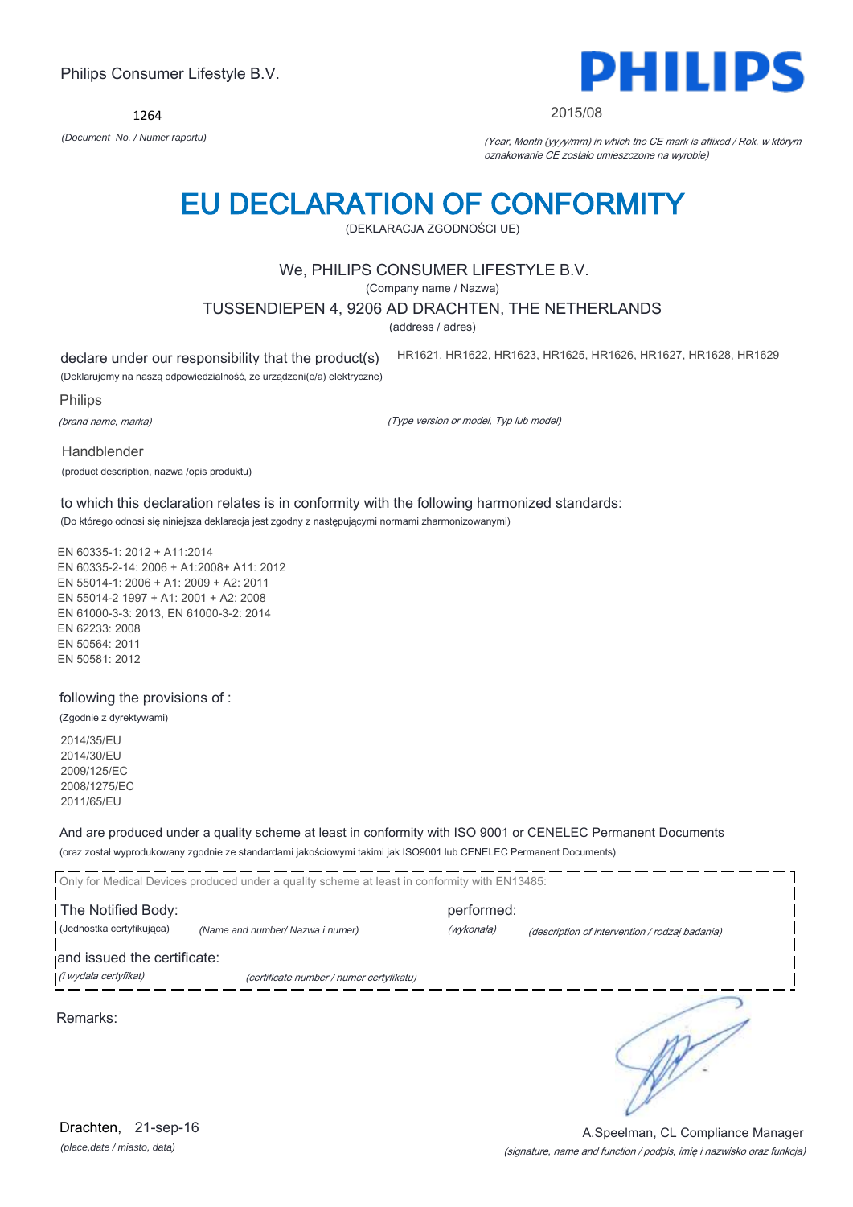Philips Consumer Lifestyle B.V.

1264

*(Document No. / Numer raportu)*

2015/08

*(Year, Month (yyyy/mm) in which the CE mark is affixed / Rok, w którym oznakowanie CE zostało umieszczone na wyrobie)*

# EU DECLARATION OF CONFORMITY

(DEKLARACJA ZGODNOŚCI UE)

We, PHILIPS CONSUMER LIFESTYLE B.V.

(Company name / Nazwa)

TUSSENDIEPEN 4, 9206 AD DRACHTEN, THE NETHERLANDS

(address / adres)

declare under our responsibility that the product(s) HR1621, HR1622, HR1623, HR1625, HR1626, HR1627, HR1628, HR1629

(Deklarujemy na naszą odpowiedzialność, że urządzeni(e/a) elektryczne)

Philips

*(brand name, marka)*

*(Type version or model, Typ lub model)*

Handblender

(product description, nazwa /opis produktu)

to which this declaration relates is in conformity with the following harmonized standards:

(Do którego odnosi się niniejsza deklaracja jest zgodny z następującymi normami zharmonizowanymi)

EN 60335-1: 2012 + A11:2014
EN 60335-2-14: 2006 + A1:2008+ A11: 2012
EN 55014-1: 2006 + A1: 2009 + A2: 2011
EN 55014-2 1997 + A1: 2001 + A2: 2008
EN 61000-3-3: 2013, EN 61000-3-2: 2014
EN 62233: 2008
EN 50564: 2011
EN 50581: 2012

following the provisions of :

(Zgodnie z dyrektywami)

2014/35/EU
2014/30/EU
2009/125/EC
2008/1275/EC
2011/65/EU

And are produced under a quality scheme at least in conformity with ISO 9001 or CENELEC Permanent Documents

(oraz został wyprodukowany zgodnie ze standardami jakościowymi takimi jak ISO9001 lub CENELEC Permanent Documents)

Only for Medical Devices produced under a quality scheme at least in conformity with EN13485:

The Notified Body: performed:

(Jednostka certyfikująca) *(Name and number/ Nazwa i numer)* *(wykonała)* *(description of intervention / rodzaj badania)*

and issued the certificate:

*(i wydała certyfikat)* *(certificate number / numer certyfikatu)*

Remarks:

Drachten, 21-sep-16

*(place,date / miasto, data)*

A.Speelman, CL Compliance Manager

*(signature, name and function / podpis, imię i nazwisko oraz funkcja)*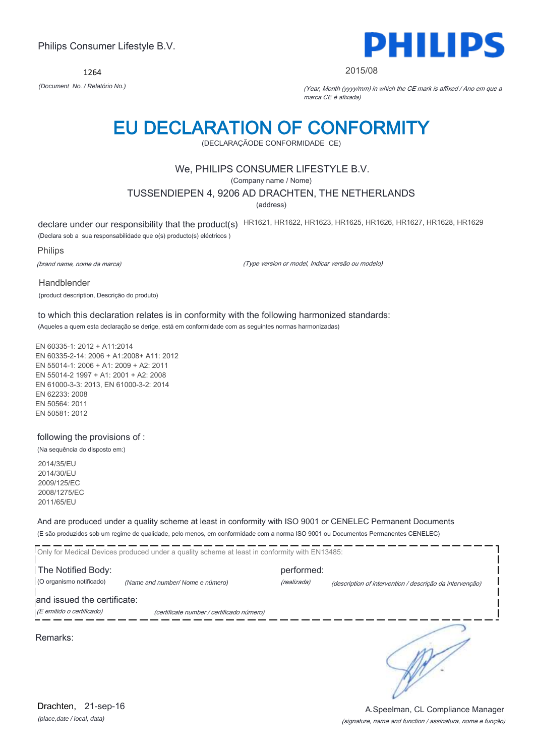Philips Consumer Lifestyle B.V.

1264

*(Document No. / Relatório No.)*

2015/08

*(Year, Month (yyyy/mm) in which the CE mark is affixed / Ano em que a marca CE é afixada)*

# EU DECLARATION OF CONFORMITY

(DECLARAÇÃODE CONFORMIDADE CE)

We, PHILIPS CONSUMER LIFESTYLE B.V.

(Company name / Nome)

TUSSENDIEPEN 4, 9206 AD DRACHTEN, THE NETHERLANDS

(address)

declare under our responsibility that the product(s) HR1621, HR1622, HR1623, HR1625, HR1626, HR1627, HR1628, HR1629

(Declara sob a sua responsabilidade que o(s) producto(s) eléctricos )

Philips

*(brand name, nome da marca)*

*(Type version or model, Indicar versão ou modelo)*

Handblender

(product description, Descrição do produto)

to which this declaration relates is in conformity with the following harmonized standards:

(Aqueles a quem esta declaração se derige, está em conformidade com as seguintes normas harmonizadas)

EN 60335-1: 2012 + A11:2014
EN 60335-2-14: 2006 + A1:2008+ A11: 2012
EN 55014-1: 2006 + A1: 2009 + A2: 2011
EN 55014-2 1997 + A1: 2001 + A2: 2008
EN 61000-3-3: 2013, EN 61000-3-2: 2014
EN 62233: 2008
EN 50564: 2011
EN 50581: 2012

following the provisions of :

(Na sequência do disposto em:)

2014/35/EU
2014/30/EU
2009/125/EC
2008/1275/EC
2011/65/EU

And are produced under a quality scheme at least in conformity with ISO 9001 or CENELEC Permanent Documents

(E são produzidos sob um regime de qualidade, pelo menos, em conformidade com a norma ISO 9001 ou Documentos Permanentes CENELEC)

Only for Medical Devices produced under a quality scheme at least in conformity with EN13485:

The Notified Body: performed:

(O organismo notificado) *(Name and number/ Nome e número)* *(realizada)* *(description of intervention / descrição da intervenção)*

and issued the certificate:

*(E emitido o certificado)* *(certificate number / certificado número)*

Remarks:

Drachten, 21-sep-16

*(place,date / local, data)*

A.Speelman, CL Compliance Manager

*(signature, name and function / assinatura, nome e função)*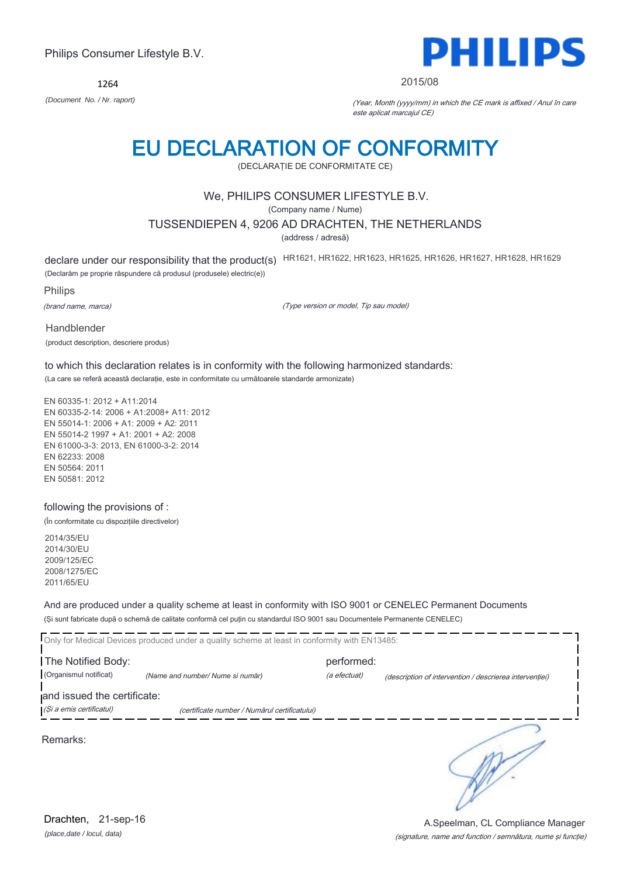Philips Consumer Lifestyle B.V.

**PHILIPS**

1264

*(Document No. / Nr. raport)*

2015/08

*(Year, Month (yyyy/mm) in which the CE mark is affixed / Anul în care este aplicat marcajul CE)*

# EU DECLARATION OF CONFORMITY

(DECLARAȚIE DE CONFORMITATE CE)

We, PHILIPS CONSUMER LIFESTYLE B.V.

(Company name / Nume)

TUSSENDIEPEN 4, 9206 AD DRACHTEN, THE NETHERLANDS

(address / adresă)

declare under our responsibility that the product(s) HR1621, HR1622, HR1623, HR1625, HR1626, HR1627, HR1628, HR1629

(Declarăm pe proprie răspundere că produsul (produsele) electric(e))

Philips

*(brand name, marca)*

*(Type version or model, Tip sau model)*

Handblender

(product description, descriere produs)

to which this declaration relates is in conformity with the following harmonized standards:

(La care se referă această declarație, este in conformitate cu următoarele standarde armonizate)

EN 60335-1: 2012 + A11:2014
EN 60335-2-14: 2006 + A1:2008+ A11: 2012
EN 55014-1: 2006 + A1: 2009 + A2: 2011
EN 55014-2 1997 + A1: 2001 + A2: 2008
EN 61000-3-3: 2013, EN 61000-3-2: 2014
EN 62233: 2008
EN 50564: 2011
EN 50581: 2012

following the provisions of :

(În conformitate cu dispozițiile directivelor)

2014/35/EU
2014/30/EU
2009/125/EC
2008/1275/EC
2011/65/EU

And are produced under a quality scheme at least in conformity with ISO 9001 or CENELEC Permanent Documents

(Și sunt fabricate după o schemă de calitate conformă cel puțin cu standardul ISO 9001 sau Documentele Permanente CENELEC)

Only for Medical Devices produced under a quality scheme at least in conformity with EN13485:

The Notified Body: performed:

(Organismul notificat) *(Name and number/ Nume si număr)* *(a efectuat)* *(description of intervention / descrierea intervenției)*

and issued the certificate:

*(Și a emis certificatul)* *(certificate number / Numărul certificatului)*

Remarks:

Drachten, 21-sep-16

*(place,date / locul, data)*

A.Speelman, CL Compliance Manager

*(signature, name and function / semnătura, nume și funcție)*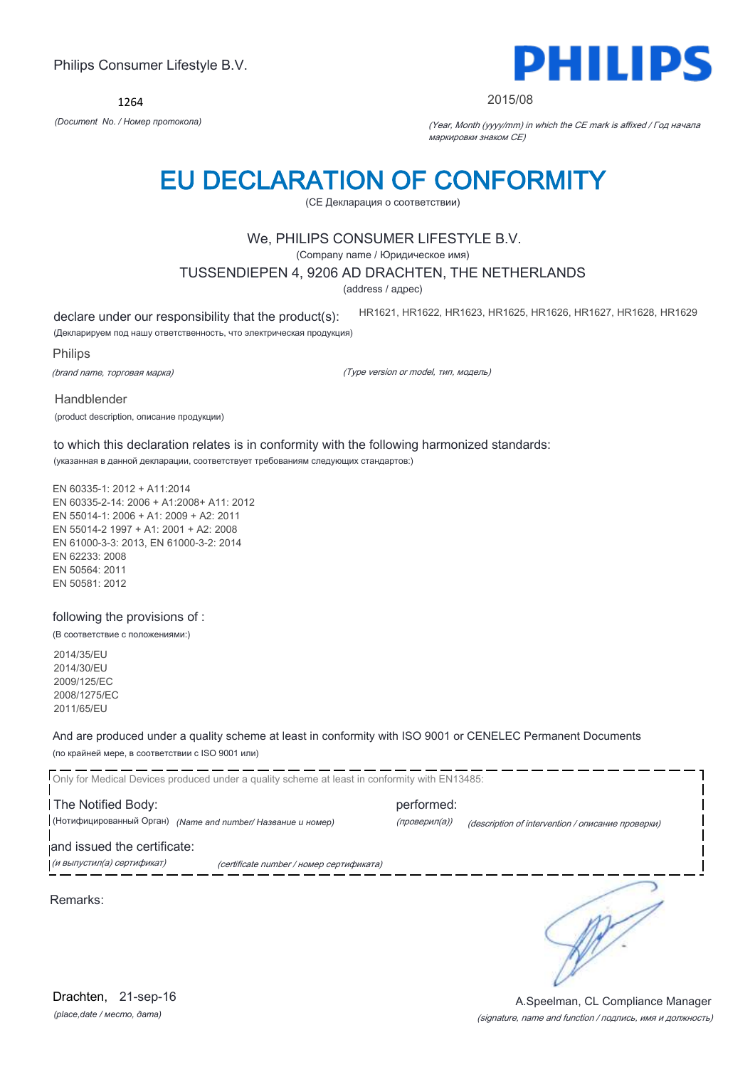Philips Consumer Lifestyle B.V.

1264

*(Document No. / Номер протокола)*

**PHILIPS**

2015/08

*(Year, Month (yyyy/mm) in which the CE mark is affixed / Год начала маркировки знаком CE)*

# EU DECLARATION OF CONFORMITY

(CE Декларация о соответствии)

We, PHILIPS CONSUMER LIFESTYLE B.V.

(Company name / Юридическое имя)

TUSSENDIEPEN 4, 9206 AD DRACHTEN, THE NETHERLANDS

(address / адрес)

declare under our responsibility that the product(s): HR1621, HR1622, HR1623, HR1625, HR1626, HR1627, HR1628, HR1629

(Декларируем под нашу ответственность, что электрическая продукция)

Philips

*(brand name, торговая марка)* *(Type version or model, тип, модель)*

Handblender

(product description, описание продукции)

to which this declaration relates is in conformity with the following harmonized standards:

(указанная в данной декларации, соответствует требованиям следующих стандартов:)

EN 60335-1: 2012 + A11:2014
EN 60335-2-14: 2006 + A1:2008+ A11: 2012
EN 55014-1: 2006 + A1: 2009 + A2: 2011
EN 55014-2 1997 + A1: 2001 + A2: 2008
EN 61000-3-3: 2013, EN 61000-3-2: 2014
EN 62233: 2008
EN 50564: 2011
EN 50581: 2012

following the provisions of :

(В соответствие с положениями:)

2014/35/EU
2014/30/EU
2009/125/EC
2008/1275/EC
2011/65/EU

And are produced under a quality scheme at least in conformity with ISO 9001 or CENELEC Permanent Documents

(по крайней мере, в соответствии с ISO 9001 или)

Only for Medical Devices produced under a quality scheme at least in conformity with EN13485:

The Notified Body: performed:

(Нотифицированный Орган) *(Name and number/ Название и номер)* *(проверил(а))* *(description of intervention / описание проверки)*

and issued the certificate:

*(и выпустил(а) сертификат)* *(certificate number / номер сертификата)*

Remarks:

Drachten, 21-sep-16

*(place,date / место, дата)*

A.Speelman, CL Compliance Manager

*(signature, name and function / подпись, имя и должность)*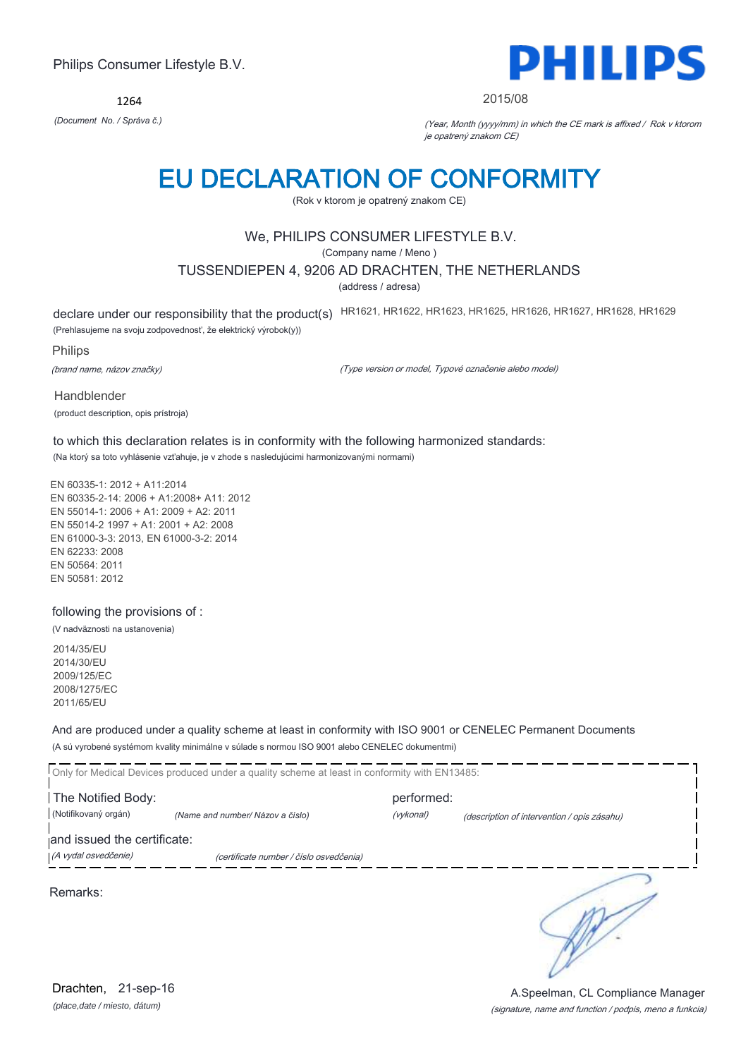Philips Consumer Lifestyle B.V.

**PHILIPS**

1264

*(Document No. / Správa č.)*

2015/08

*(Year, Month (yyyy/mm) in which the CE mark is affixed / Rok v ktorom je opatrený znakom CE)*

# EU DECLARATION OF CONFORMITY

(Rok v ktorom je opatrený znakom CE)

We, PHILIPS CONSUMER LIFESTYLE B.V.

(Company name / Meno )

TUSSENDIEPEN 4, 9206 AD DRACHTEN, THE NETHERLANDS

(address / adresa)

declare under our responsibility that the product(s) HR1621, HR1622, HR1623, HR1625, HR1626, HR1627, HR1628, HR1629

(Prehlasujeme na svoju zodpovednosť, že elektrický výrobok(y))

Philips

*(brand name, názov značky)*

*(Type version or model, Typové označenie alebo model)*

Handblender

(product description, opis prístroja)

to which this declaration relates is in conformity with the following harmonized standards:

(Na ktorý sa toto vyhlásenie vzťahuje, je v zhode s nasledujúcimi harmonizovanými normami)

EN 60335-1: 2012 + A11:2014
EN 60335-2-14: 2006 + A1:2008+ A11: 2012
EN 55014-1: 2006 + A1: 2009 + A2: 2011
EN 55014-2 1997 + A1: 2001 + A2: 2008
EN 61000-3-3: 2013, EN 61000-3-2: 2014
EN 62233: 2008
EN 50564: 2011
EN 50581: 2012

following the provisions of :

(V nadväznosti na ustanovenia)

2014/35/EU
2014/30/EU
2009/125/EC
2008/1275/EC
2011/65/EU

And are produced under a quality scheme at least in conformity with ISO 9001 or CENELEC Permanent Documents

(A sú vyrobené systémom kvality minimálne v súlade s normou ISO 9001 alebo CENELEC dokumentmi)

Only for Medical Devices produced under a quality scheme at least in conformity with EN13485:

The Notified Body: performed:

(Notifikovaný orgán) *(Name and number/ Názov a číslo)* *(vykonal)* *(description of intervention / opis zásahu)*

and issued the certificate:

*(A vydal osvedčenie)* *(certificate number / číslo osvedčenia)*

Remarks:

Drachten, 21-sep-16

*(place,date / miesto, dátum)*

A.Speelman, CL Compliance Manager

*(signature, name and function / podpis, meno a funkcia)*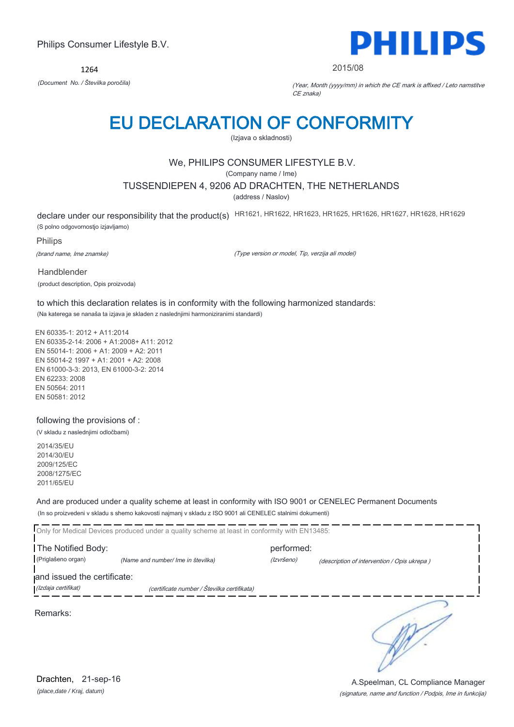Philips Consumer Lifestyle B.V.

**PHILIPS**

1264

*(Document No. / Številka poročila)*

2015/08

*(Year, Month (yyyy/mm) in which the CE mark is affixed / Leto namstitve CE znaka)*

# EU DECLARATION OF CONFORMITY

(Izjava o skladnosti)

We, PHILIPS CONSUMER LIFESTYLE B.V.

(Company name / Ime)

TUSSENDIEPEN 4, 9206 AD DRACHTEN, THE NETHERLANDS

(address / Naslov)

declare under our responsibility that the product(s) HR1621, HR1622, HR1623, HR1625, HR1626, HR1627, HR1628, HR1629

(S polno odgovornostjo izjavljamo)

Philips

*(brand name, Ime znamke)*

*(Type version or model, Tip, verzija ali model)*

Handblender

(product description, Opis proizvoda)

to which this declaration relates is in conformity with the following harmonized standards:

(Na katerega se nanaša ta izjava je skladen z naslednjimi harmoniziranimi standardi)

EN 60335-1: 2012 + A11:2014
EN 60335-2-14: 2006 + A1:2008+ A11: 2012
EN 55014-1: 2006 + A1: 2009 + A2: 2011
EN 55014-2 1997 + A1: 2001 + A2: 2008
EN 61000-3-3: 2013, EN 61000-3-2: 2014
EN 62233: 2008
EN 50564: 2011
EN 50581: 2012

following the provisions of :

(V skladu z naslednjimi odločbami)

2014/35/EU
2014/30/EU
2009/125/EC
2008/1275/EC
2011/65/EU

And are produced under a quality scheme at least in conformity with ISO 9001 or CENELEC Permanent Documents

(In so proizvedeni v skladu s shemo kakovosti najmanj v skladu z ISO 9001 ali CENELEC stalnimi dokumenti)

Only for Medical Devices produced under a quality scheme at least in conformity with EN13485:

The Notified Body: (Priglašeno organ) *(Name and number/ Ime in številka)* performed: *(Izvršeno)* *(description of intervention / Opis ukrepa )*

and issued the certificate: *(Izdaja certifikat)* *(certificate number / Številka certifikata)*

Remarks:

Drachten, 21-sep-16

*(place,date / Kraj, datum)*

A.Speelman, CL Compliance Manager

*(signature, name and function / Podpis, Ime in funkcija)*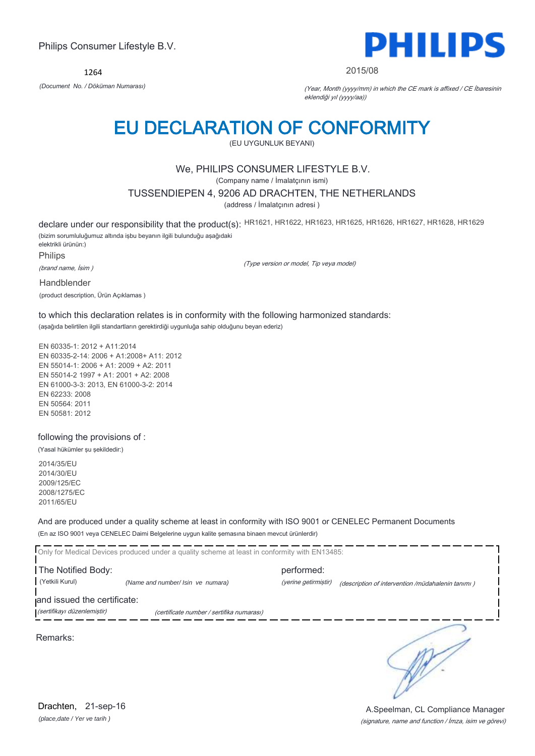Philips Consumer Lifestyle B.V.

**PHILIPS**

1264

*(Document No. / Döküman Numarası)*

2015/08

*(Year, Month (yyyy/mm) in which the CE mark is affixed / CE İbaresinin eklendiği yıl (yyyy/aa))*

# EU DECLARATION OF CONFORMITY

(EU UYGUNLUK BEYANI)

We, PHILIPS CONSUMER LIFESTYLE B.V.

(Company name / İmalatçının ismi)

TUSSENDIEPEN 4, 9206 AD DRACHTEN, THE NETHERLANDS

(address / İmalatçının adresi )

declare under our responsibility that the product(s): HR1621, HR1622, HR1623, HR1625, HR1626, HR1627, HR1628, HR1629

(bizim sorumluluğumuz altında işbu beyanın ilgili bulunduğu aşağıdaki elektrikli ürünün:)

Philips

*(brand name, İsim )*

*(Type version or model, Tip veya model)*

Handblender

(product description, Ürün Açıklamas )

to which this declaration relates is in conformity with the following harmonized standards:

(aşağıda belirtilen ilgili standartların gerektirdiği uygunluğa sahip olduğunu beyan ederiz)

EN 60335-1: 2012 + A11:2014
EN 60335-2-14: 2006 + A1:2008+ A11: 2012
EN 55014-1: 2006 + A1: 2009 + A2: 2011
EN 55014-2 1997 + A1: 2001 + A2: 2008
EN 61000-3-3: 2013, EN 61000-3-2: 2014
EN 62233: 2008
EN 50564: 2011
EN 50581: 2012

following the provisions of :

(Yasal hükümler şu şekildedir:)

2014/35/EU
2014/30/EU
2009/125/EC
2008/1275/EC
2011/65/EU

And are produced under a quality scheme at least in conformity with ISO 9001 or CENELEC Permanent Documents

(En az ISO 9001 veya CENELEC Daimi Belgelerine uygun kalite şemasına binaen mevcut ürünlerdir)

Only for Medical Devices produced under a quality scheme at least in conformity with EN13485:

The Notified Body: performed:

(Yetkili Kurul) *(Name and number/ Isin ve numara)* *(yerine getirmiştir)* *(description of intervention /müdahalenin tanımı )*

and issued the certificate:

*(sertifikayı düzenlemiştir)* *(certificate number / sertifika numarası)*

Remarks:

Drachten, 21-sep-16

*(place,date / Yer ve tarih )*

A.Speelman, CL Compliance Manager

*(signature, name and function / İmza, isim ve görevi)*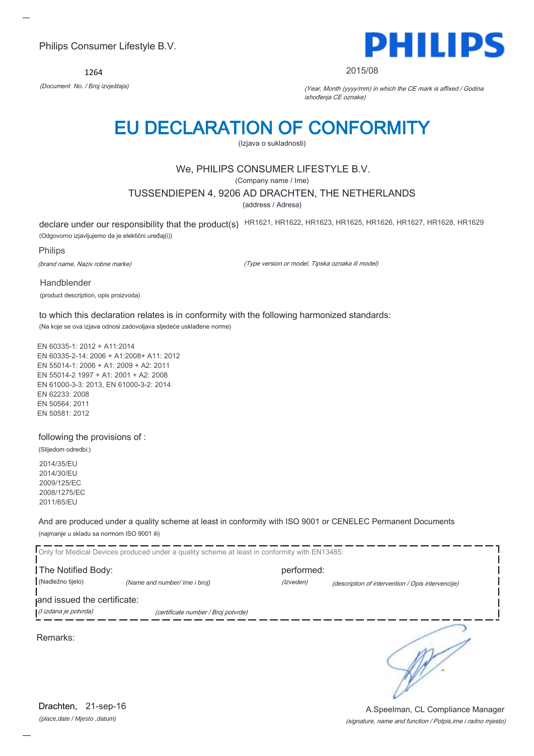Philips Consumer Lifestyle B.V.

**PHILIPS**

1264

*(Document No. / Broj izvještaja)*

2015/08

*(Year, Month (yyyy/mm) in which the CE mark is affixed / Godina ishođenja CE oznake)*

# EU DECLARATION OF CONFORMITY

(Izjava o sukladnosti)

We, PHILIPS CONSUMER LIFESTYLE B.V.

(Company name / Ime)

TUSSENDIEPEN 4, 9206 AD DRACHTEN, THE NETHERLANDS

(address / Adresa)

declare under our responsibility that the product(s) HR1621, HR1622, HR1623, HR1625, HR1626, HR1627, HR1628, HR1629

(Odgovorno izjavljujemo da je elektični uređaj(i))

Philips

*(brand name, Naziv robne marke)*

*(Type version or model, Tipska oznaka ili model)*

Handblender

(product description, opis proizvoda)

to which this declaration relates is in conformity with the following harmonized standards:

(Na koje se ova izjava odnosi zadovoljava sljedeće usklađene norme)

EN 60335-1: 2012 + A11:2014
EN 60335-2-14: 2006 + A1:2008+ A11: 2012
EN 55014-1: 2006 + A1: 2009 + A2: 2011
EN 55014-2 1997 + A1: 2001 + A2: 2008
EN 61000-3-3: 2013, EN 61000-3-2: 2014
EN 62233: 2008
EN 50564: 2011
EN 50581: 2012

following the provisions of :

(Slijedom odredbi:)

2014/35/EU
2014/30/EU
2009/125/EC
2008/1275/EC
2011/65/EU

And are produced under a quality scheme at least in conformity with ISO 9001 or CENELEC Permanent Documents

(najmanje u skladu sa normom ISO 9001 ili)

Only for Medical Devices produced under a quality scheme at least in conformity with EN13485:

The Notified Body: performed:

(Nadležno tijelo) *(Name and number/ Ime i broj)* *(Izveden)* *(description of intervention / Opis intervencije)*

and issued the certificate:

*(I izdana je potvrda)* *(certificate number / Broj potvrde)*

Remarks:

Drachten, 21-sep-16

*(place,date / Mjesto ,datum)*

A.Speelman, CL Compliance Manager

*(signature, name and function / Potpis,ime i radno mjesto)*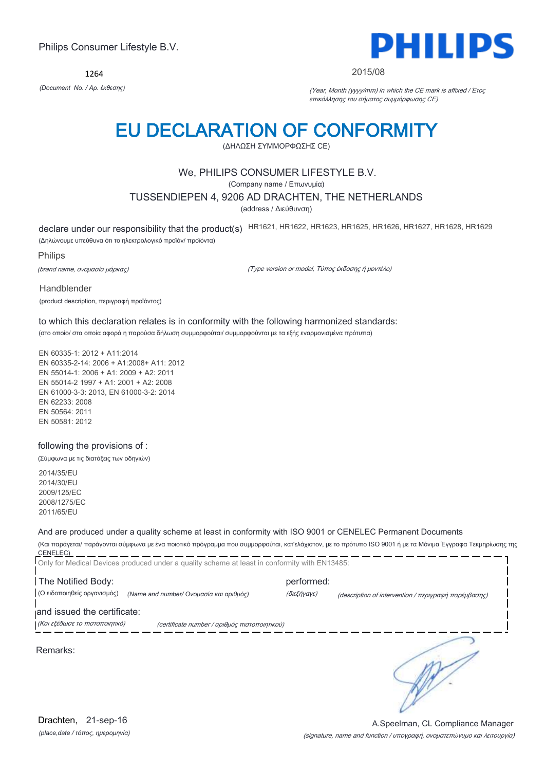Philips Consumer Lifestyle B.V.

1264

*(Document No. / Αρ. έκθεσης)*

**PHILIPS**

2015/08

*(Year, Month (yyyy/mm) in which the CE mark is affixed / Έτος επικόλλησης του σήματος συμμόρφωσης CE)*

# EU DECLARATION OF CONFORMITY

(ΔΗΛΩΣΗ ΣΥΜΜΟΡΦΩΣΗΣ CE)

We, PHILIPS CONSUMER LIFESTYLE B.V.

(Company name / Επωνυμία)

TUSSENDIEPEN 4, 9206 AD DRACHTEN, THE NETHERLANDS

(address / Διεύθυνση)

declare under our responsibility that the product(s) HR1621, HR1622, HR1623, HR1625, HR1626, HR1627, HR1628, HR1629

(Δηλώνουμε υπεύθυνα ότι το ηλεκτρολογικό προϊόν/ προϊόντα)

Philips

*(brand name, ονομασία μάρκας)*

*(Type version or model, Τύπος έκδοσης ή μοντέλο)*

Handblender

(product description, περιγραφή προϊόντος)

to which this declaration relates is in conformity with the following harmonized standards:

(στο οποίο/ στα οποία αφορά η παρούσα δήλωση συμμορφούται/ συμμορφούνται με τα εξής εναρμονισμένα πρότυπα)

EN 60335-1: 2012 + A11:2014
EN 60335-2-14: 2006 + A1:2008+ A11: 2012
EN 55014-1: 2006 + A1: 2009 + A2: 2011
EN 55014-2 1997 + A1: 2001 + A2: 2008
EN 61000-3-3: 2013, EN 61000-3-2: 2014
EN 62233: 2008
EN 50564: 2011
EN 50581: 2012

following the provisions of :

(Σύμφωνα με τις διατάξεις των οδηγιών)

2014/35/EU
2014/30/EU
2009/125/EC
2008/1275/EC
2011/65/EU

And are produced under a quality scheme at least in conformity with ISO 9001 or CENELEC Permanent Documents

(Και παράγεται/ παράγονται σύμφωνα με ένα ποιοτικό πρόγραμμα που συμμορφούται, κατ'ελάχιστον, με το πρότυπο ISO 9001 ή με τα Μόνιμα Έγγραφα Τεκμηρίωσης της CENELEC)

Only for Medical Devices produced under a quality scheme at least in conformity with EN13485:

The Notified Body: performed:

(Ο ειδοποιηθείς οργανισμός) *(Name and number/ Ονομασία και αριθμός)* *(διεξήγαγε)* *(description of intervention / περιγραφή παρέμβασης)*

and issued the certificate:

*(Και εξέδωσε το πιστοποιητικό)* *(certificate number / αριθμός πιστοποιητικού)*

Remarks:

Drachten, 21-sep-16

*(place,date / τόπος, ημερομηνία)*

A.Speelman, CL Compliance Manager

*(signature, name and function / υπογραφή, ονοματεπώνυμο και λειτουργία)*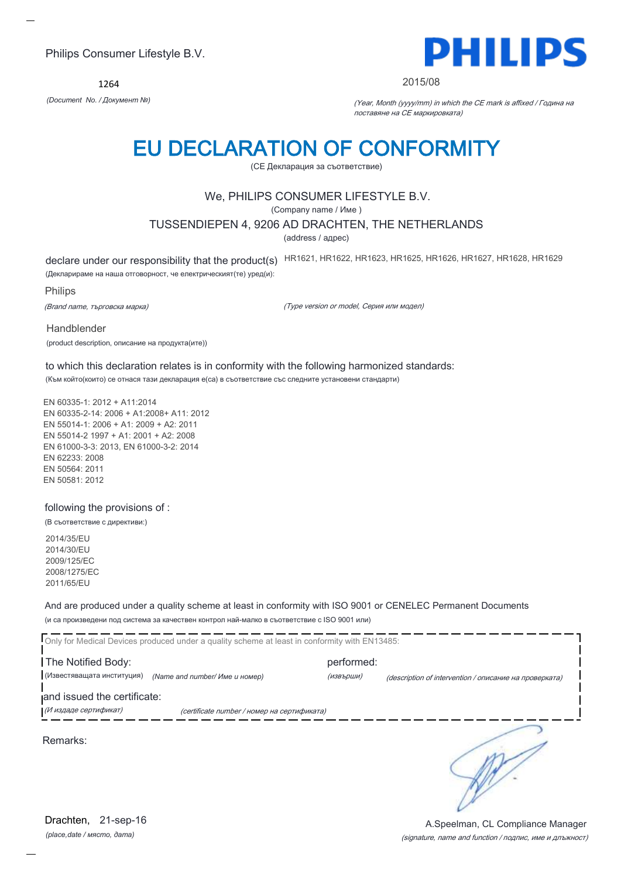Philips Consumer Lifestyle B.V.

**PHILIPS**

1264

*(Document No. / Документ №)*

2015/08

*(Year, Month (yyyy/mm) in which the CE mark is affixed / Година на поставяне на CE маркировката)*

# EU DECLARATION OF CONFORMITY

(CE Декларация за съответствие)

We, PHILIPS CONSUMER LIFESTYLE B.V.

(Company name / Име )

TUSSENDIEPEN 4, 9206 AD DRACHTEN, THE NETHERLANDS

(address / адрес)

declare under our responsibility that the product(s) HR1621, HR1622, HR1623, HR1625, HR1626, HR1627, HR1628, HR1629

(Декларираме на наша отговорност, че електрическият(те) уред(и):

Philips

*(Brand name, търговска марка)* *(Type version or model, Серия или модел)*

Handblender

(product description, описание на продукта(ите))

to which this declaration relates is in conformity with the following harmonized standards:

(Към който(които) се отнася тази декларация е(са) в съответствие със следните установени стандарти)

EN 60335-1: 2012 + A11:2014
EN 60335-2-14: 2006 + A1:2008+ A11: 2012
EN 55014-1: 2006 + A1: 2009 + A2: 2011
EN 55014-2 1997 + A1: 2001 + A2: 2008
EN 61000-3-3: 2013, EN 61000-3-2: 2014
EN 62233: 2008
EN 50564: 2011
EN 50581: 2012

following the provisions of :

(В съответствие с директиви:)

2014/35/EU
2014/30/EU
2009/125/EC
2008/1275/EC
2011/65/EU

And are produced under a quality scheme at least in conformity with ISO 9001 or CENELEC Permanent Documents

(и са произведени под система за качествен контрол най-малко в съответствие с ISO 9001 или)

Only for Medical Devices produced under a quality scheme at least in conformity with EN13485:

The Notified Body: performed:

(Известяващата институция) *(Name and number/ Име и номер)* *(извърши)* *(description of intervention / описание на проверката)*

and issued the certificate:

*(И издаде сертификат)* *(certificate number / номер на сертификата)*

Remarks:

Drachten, 21-sep-16

*(place,date / място, дата)*

A.Speelman, CL Compliance Manager

*(signature, name and function / подпис, име и длъжност)*